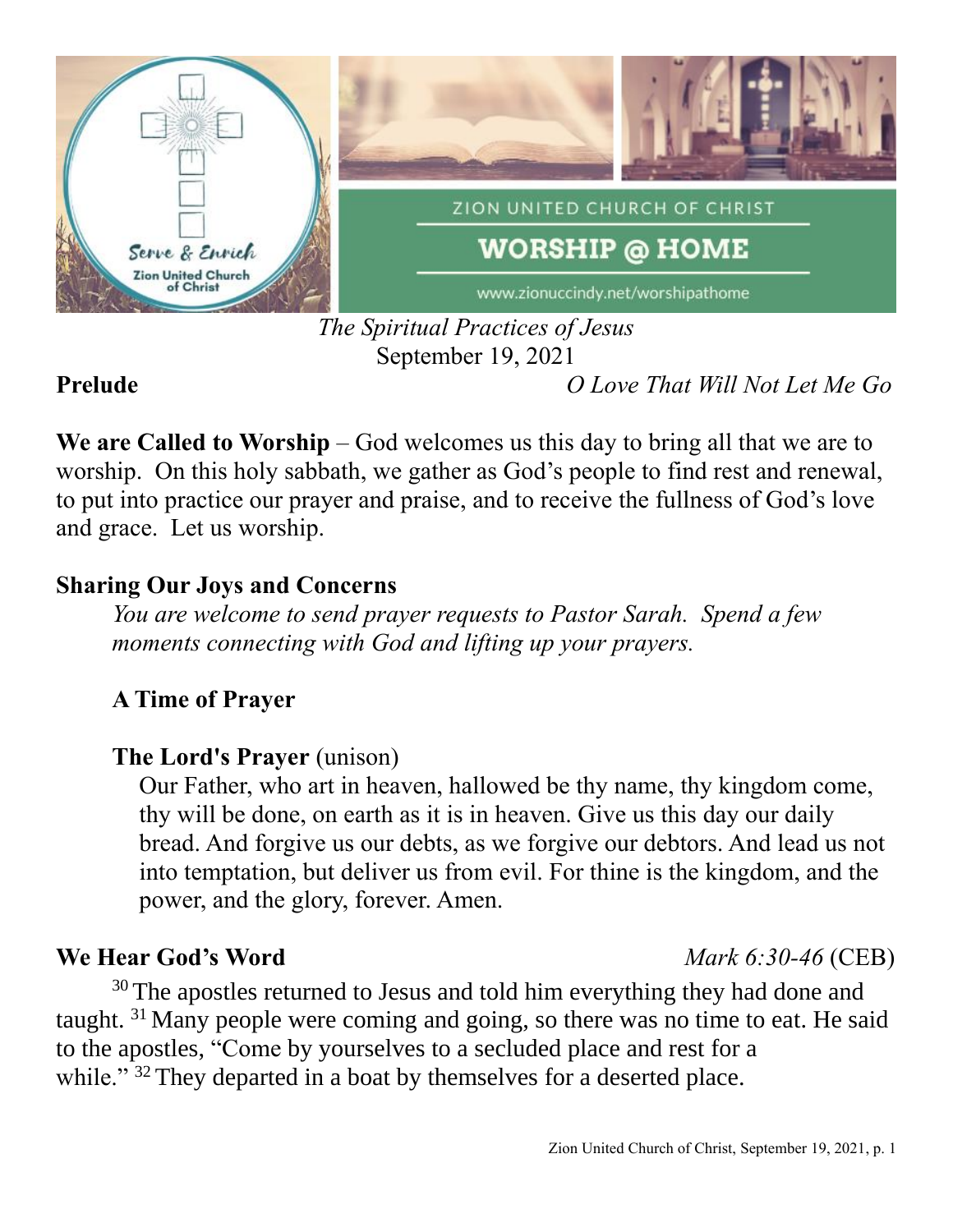ZION UNITED CHURCH OF CHRIST

# WORSHIP @ HOME

www.zionuccindy.net/worshipathome

*The Spiritual Practices of Jesus*
September 19, 2021

**Prelude** *O Love That Will Not Let Me Go*

**We are Called to Worship** – God welcomes us this day to bring all that we are to worship. On this holy sabbath, we gather as God's people to find rest and renewal, to put into practice our prayer and praise, and to receive the fullness of God's love and grace. Let us worship.

**Sharing Our Joys and Concerns**

*You are welcome to send prayer requests to Pastor Sarah. Spend a few moments connecting with God and lifting up your prayers.*

**A Time of Prayer**

**The Lord's Prayer** (unison)

Our Father, who art in heaven, hallowed be thy name, thy kingdom come, thy will be done, on earth as it is in heaven. Give us this day our daily bread. And forgive us our debts, as we forgive our debtors. And lead us not into temptation, but deliver us from evil. For thine is the kingdom, and the power, and the glory, forever. Amen.

**We Hear God's Word** *Mark 6:30-46* (CEB)

[30] The apostles returned to Jesus and told him everything they had done and taught. [31] Many people were coming and going, so there was no time to eat. He said to the apostles, "Come by yourselves to a secluded place and rest for a while." [32] They departed in a boat by themselves for a deserted place.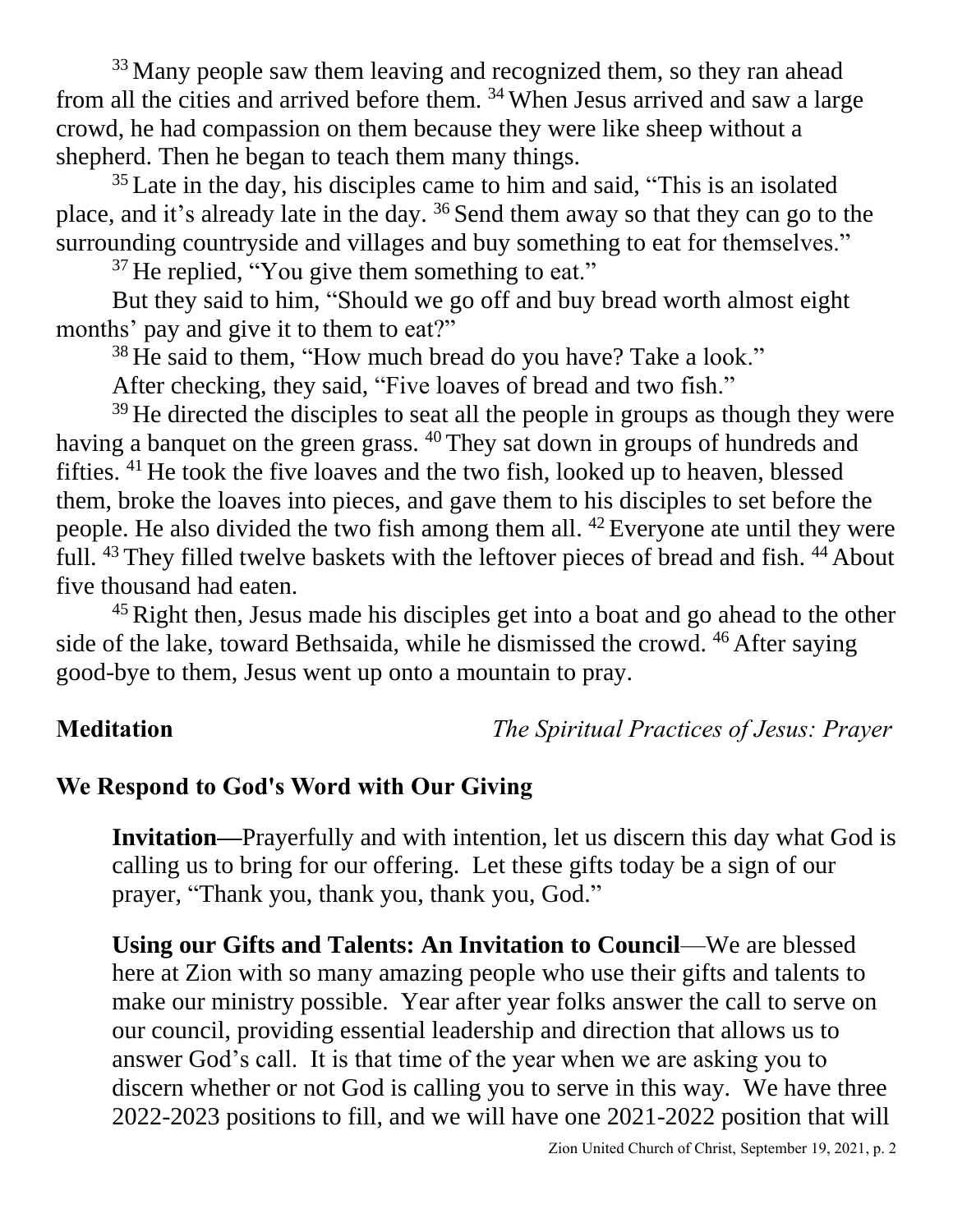[33] Many people saw them leaving and recognized them, so they ran ahead from all the cities and arrived before them. [34] When Jesus arrived and saw a large crowd, he had compassion on them because they were like sheep without a shepherd. Then he began to teach them many things.

[35] Late in the day, his disciples came to him and said, "This is an isolated place, and it's already late in the day. [36] Send them away so that they can go to the surrounding countryside and villages and buy something to eat for themselves."

[37] He replied, "You give them something to eat."

But they said to him, "Should we go off and buy bread worth almost eight months' pay and give it to them to eat?"

[38] He said to them, "How much bread do you have? Take a look."

After checking, they said, "Five loaves of bread and two fish."

[39] He directed the disciples to seat all the people in groups as though they were having a banquet on the green grass. [40] They sat down in groups of hundreds and fifties. [41] He took the five loaves and the two fish, looked up to heaven, blessed them, broke the loaves into pieces, and gave them to his disciples to set before the people. He also divided the two fish among them all. [42] Everyone ate until they were full. [43] They filled twelve baskets with the leftover pieces of bread and fish. [44] About five thousand had eaten.

[45] Right then, Jesus made his disciples get into a boat and go ahead to the other side of the lake, toward Bethsaida, while he dismissed the crowd. [46] After saying good-bye to them, Jesus went up onto a mountain to pray.

**Meditation** *The Spiritual Practices of Jesus: Prayer*

## We Respond to God's Word with Our Giving

**Invitation—**Prayerfully and with intention, let us discern this day what God is calling us to bring for our offering. Let these gifts today be a sign of our prayer, "Thank you, thank you, thank you, God."

**Using our Gifts and Talents: An Invitation to Council**—We are blessed here at Zion with so many amazing people who use their gifts and talents to make our ministry possible. Year after year folks answer the call to serve on our council, providing essential leadership and direction that allows us to answer God's call. It is that time of the year when we are asking you to discern whether or not God is calling you to serve in this way. We have three 2022-2023 positions to fill, and we will have one 2021-2022 position that will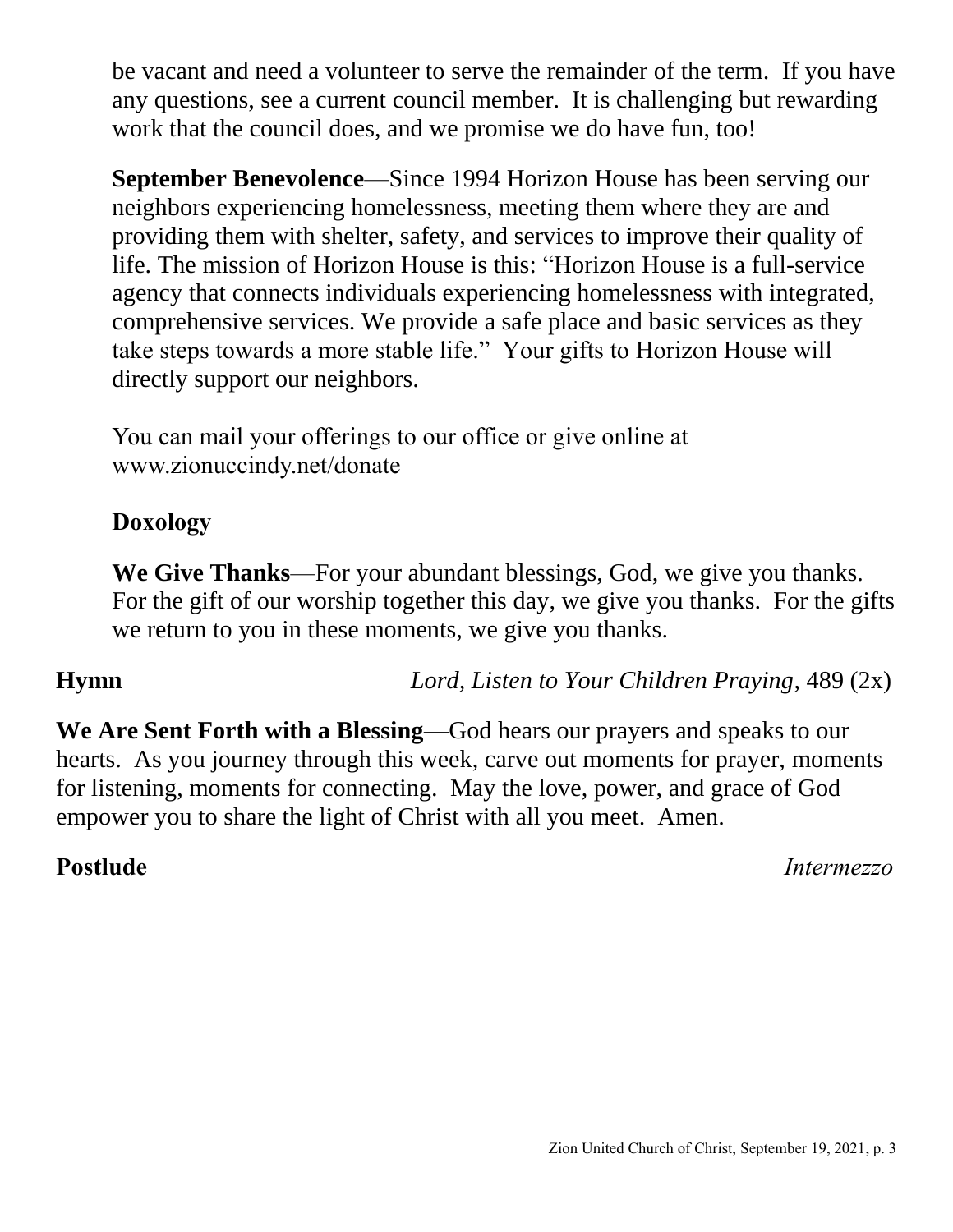be vacant and need a volunteer to serve the remainder of the term. If you have any questions, see a current council member. It is challenging but rewarding work that the council does, and we promise we do have fun, too!

**September Benevolence**—Since 1994 Horizon House has been serving our neighbors experiencing homelessness, meeting them where they are and providing them with shelter, safety, and services to improve their quality of life. The mission of Horizon House is this: "Horizon House is a full-service agency that connects individuals experiencing homelessness with integrated, comprehensive services. We provide a safe place and basic services as they take steps towards a more stable life." Your gifts to Horizon House will directly support our neighbors.

You can mail your offerings to our office or give online at www.zionuccindy.net/donate

**Doxology**

**We Give Thanks**—For your abundant blessings, God, we give you thanks. For the gift of our worship together this day, we give you thanks. For the gifts we return to you in these moments, we give you thanks.

**Hymn** *Lord, Listen to Your Children Praying*, 489 (2x)

**We Are Sent Forth with a Blessing—**God hears our prayers and speaks to our hearts. As you journey through this week, carve out moments for prayer, moments for listening, moments for connecting. May the love, power, and grace of God empower you to share the light of Christ with all you meet. Amen.

**Postlude** *Intermezzo*